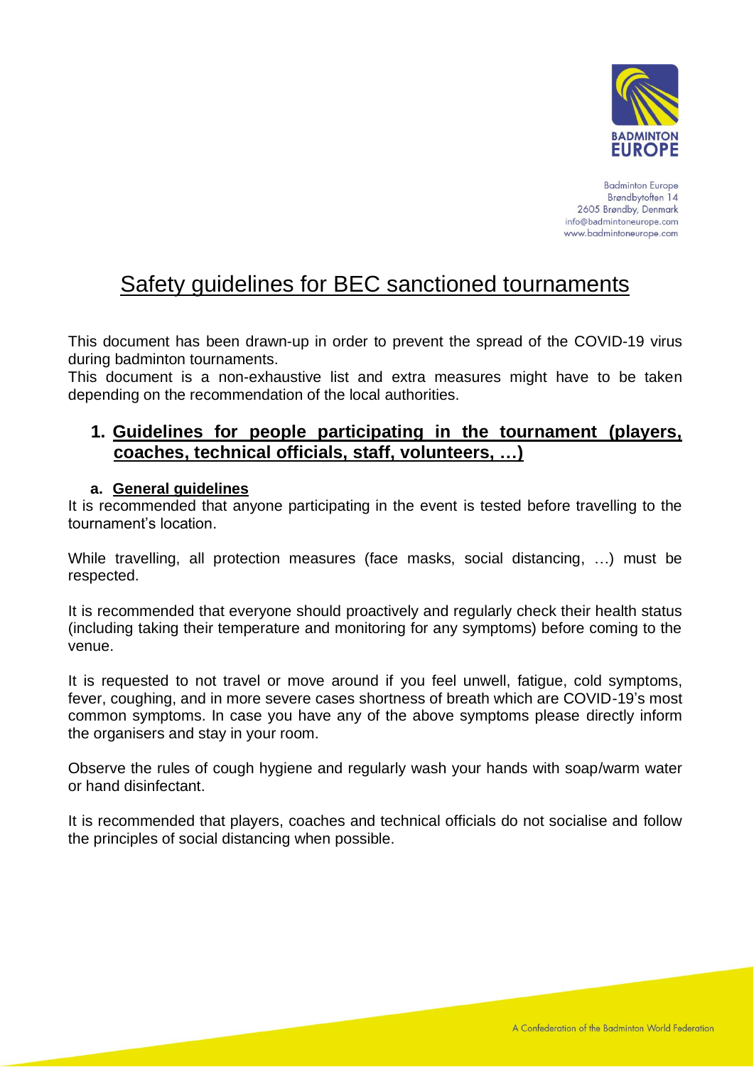Badminton Europe
Brøndbytoften 14
2605 Brøndby, Denmark
info@badmintoneurope.com
www.badmintoneurope.com

# Safety guidelines for BEC sanctioned tournaments

This document has been drawn-up in order to prevent the spread of the COVID-19 virus during badminton tournaments.
This document is a non-exhaustive list and extra measures might have to be taken depending on the recommendation of the local authorities.

## 1. Guidelines for people participating in the tournament (players, coaches, technical officials, staff, volunteers, …)

### a. General guidelines

It is recommended that anyone participating in the event is tested before travelling to the tournament's location.

While travelling, all protection measures (face masks, social distancing, …) must be respected.

It is recommended that everyone should proactively and regularly check their health status (including taking their temperature and monitoring for any symptoms) before coming to the venue.

It is requested to not travel or move around if you feel unwell, fatigue, cold symptoms, fever, coughing, and in more severe cases shortness of breath which are COVID-19's most common symptoms. In case you have any of the above symptoms please directly inform the organisers and stay in your room.

Observe the rules of cough hygiene and regularly wash your hands with soap/warm water or hand disinfectant.

It is recommended that players, coaches and technical officials do not socialise and follow the principles of social distancing when possible.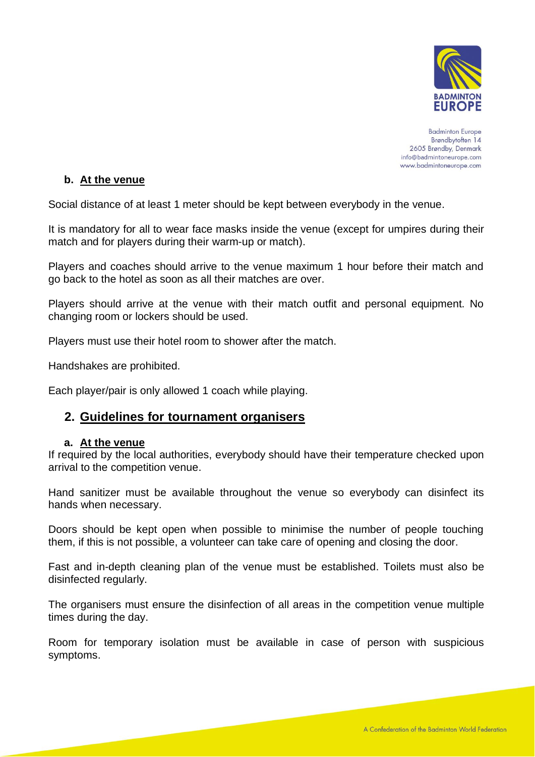### b. At the venue

Social distance of at least 1 meter should be kept between everybody in the venue.

It is mandatory for all to wear face masks inside the venue (except for umpires during their match and for players during their warm-up or match).

Players and coaches should arrive to the venue maximum 1 hour before their match and go back to the hotel as soon as all their matches are over.

Players should arrive at the venue with their match outfit and personal equipment. No changing room or lockers should be used.

Players must use their hotel room to shower after the match.

Handshakes are prohibited.

Each player/pair is only allowed 1 coach while playing.

## 2. Guidelines for tournament organisers

### a. At the venue

If required by the local authorities, everybody should have their temperature checked upon arrival to the competition venue.

Hand sanitizer must be available throughout the venue so everybody can disinfect its hands when necessary.

Doors should be kept open when possible to minimise the number of people touching them, if this is not possible, a volunteer can take care of opening and closing the door.

Fast and in-depth cleaning plan of the venue must be established. Toilets must also be disinfected regularly.

The organisers must ensure the disinfection of all areas in the competition venue multiple times during the day.

Room for temporary isolation must be available in case of person with suspicious symptoms.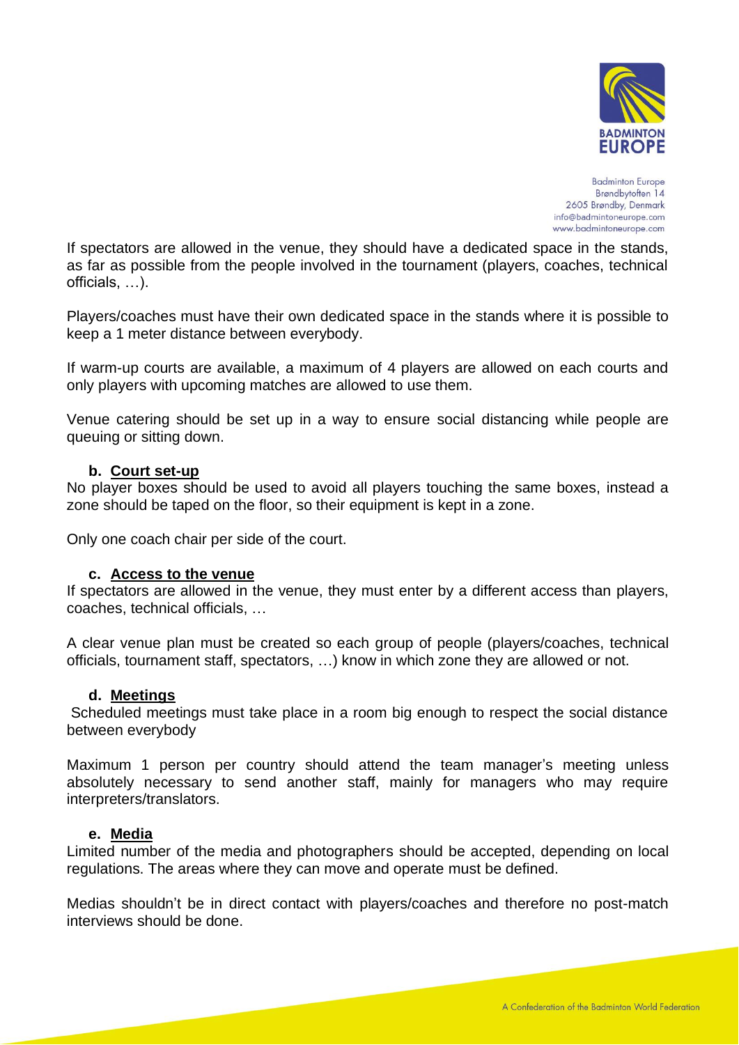If spectators are allowed in the venue, they should have a dedicated space in the stands, as far as possible from the people involved in the tournament (players, coaches, technical officials, …).

Players/coaches must have their own dedicated space in the stands where it is possible to keep a 1 meter distance between everybody.

If warm-up courts are available, a maximum of 4 players are allowed on each courts and only players with upcoming matches are allowed to use them.

Venue catering should be set up in a way to ensure social distancing while people are queuing or sitting down.

**b. Court set-up**

No player boxes should be used to avoid all players touching the same boxes, instead a zone should be taped on the floor, so their equipment is kept in a zone.

Only one coach chair per side of the court.

**c. Access to the venue**

If spectators are allowed in the venue, they must enter by a different access than players, coaches, technical officials, …

A clear venue plan must be created so each group of people (players/coaches, technical officials, tournament staff, spectators, …) know in which zone they are allowed or not.

**d. Meetings**

Scheduled meetings must take place in a room big enough to respect the social distance between everybody

Maximum 1 person per country should attend the team manager's meeting unless absolutely necessary to send another staff, mainly for managers who may require interpreters/translators.

**e. Media**

Limited number of the media and photographers should be accepted, depending on local regulations. The areas where they can move and operate must be defined.

Medias shouldn't be in direct contact with players/coaches and therefore no post-match interviews should be done.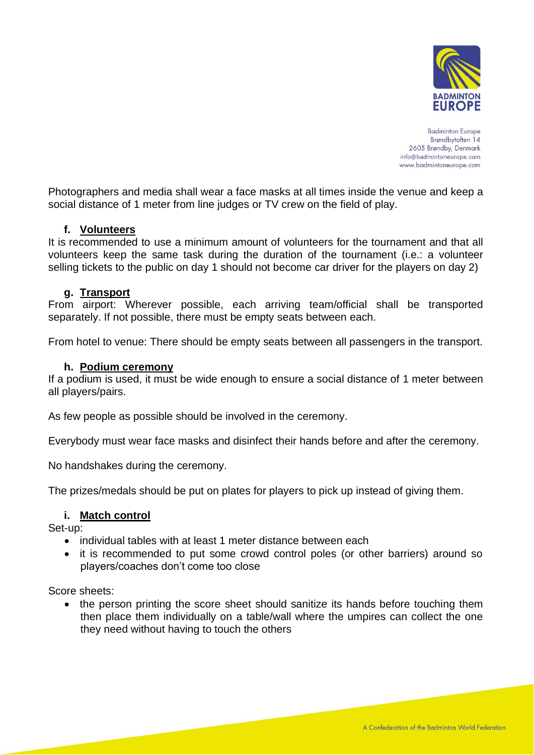Photographers and media shall wear a face masks at all times inside the venue and keep a social distance of 1 meter from line judges or TV crew on the field of play.

### f. Volunteers

It is recommended to use a minimum amount of volunteers for the tournament and that all volunteers keep the same task during the duration of the tournament (i.e.: a volunteer selling tickets to the public on day 1 should not become car driver for the players on day 2)

### g. Transport

From airport: Wherever possible, each arriving team/official shall be transported separately. If not possible, there must be empty seats between each.

From hotel to venue: There should be empty seats between all passengers in the transport.

### h. Podium ceremony

If a podium is used, it must be wide enough to ensure a social distance of 1 meter between all players/pairs.

As few people as possible should be involved in the ceremony.

Everybody must wear face masks and disinfect their hands before and after the ceremony.

No handshakes during the ceremony.

The prizes/medals should be put on plates for players to pick up instead of giving them.

### i. Match control

Set-up:

- individual tables with at least 1 meter distance between each
- it is recommended to put some crowd control poles (or other barriers) around so players/coaches don't come too close

Score sheets:

- the person printing the score sheet should sanitize its hands before touching them then place them individually on a table/wall where the umpires can collect the one they need without having to touch the others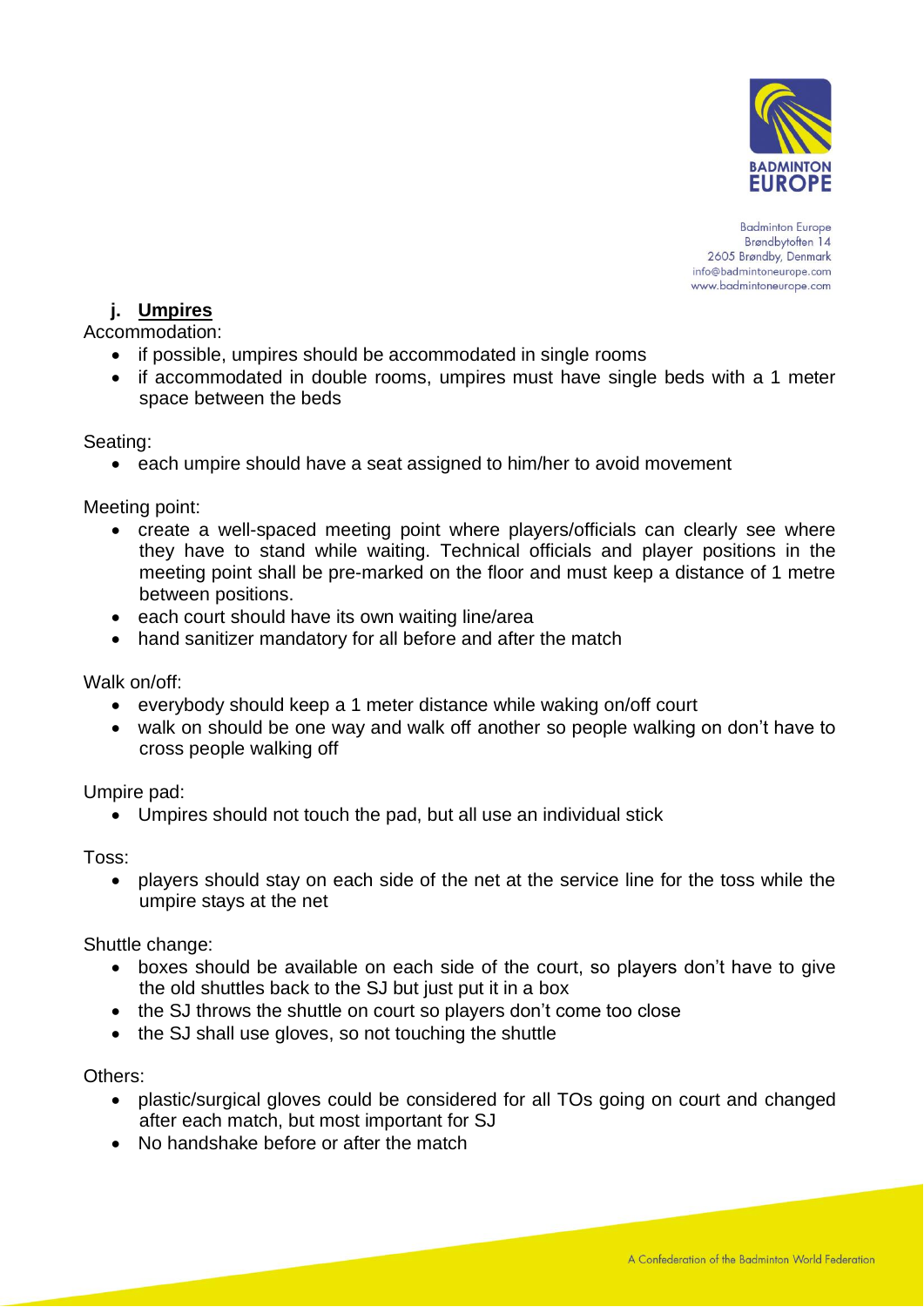## j. Umpires

Accommodation:

- if possible, umpires should be accommodated in single rooms
- if accommodated in double rooms, umpires must have single beds with a 1 meter space between the beds

Seating:

- each umpire should have a seat assigned to him/her to avoid movement

Meeting point:

- create a well-spaced meeting point where players/officials can clearly see where they have to stand while waiting. Technical officials and player positions in the meeting point shall be pre-marked on the floor and must keep a distance of 1 metre between positions.
- each court should have its own waiting line/area
- hand sanitizer mandatory for all before and after the match

Walk on/off:

- everybody should keep a 1 meter distance while waking on/off court
- walk on should be one way and walk off another so people walking on don't have to cross people walking off

Umpire pad:

- Umpires should not touch the pad, but all use an individual stick

Toss:

- players should stay on each side of the net at the service line for the toss while the umpire stays at the net

Shuttle change:

- boxes should be available on each side of the court, so players don't have to give the old shuttles back to the SJ but just put it in a box
- the SJ throws the shuttle on court so players don't come too close
- the SJ shall use gloves, so not touching the shuttle

Others:

- plastic/surgical gloves could be considered for all TOs going on court and changed after each match, but most important for SJ
- No handshake before or after the match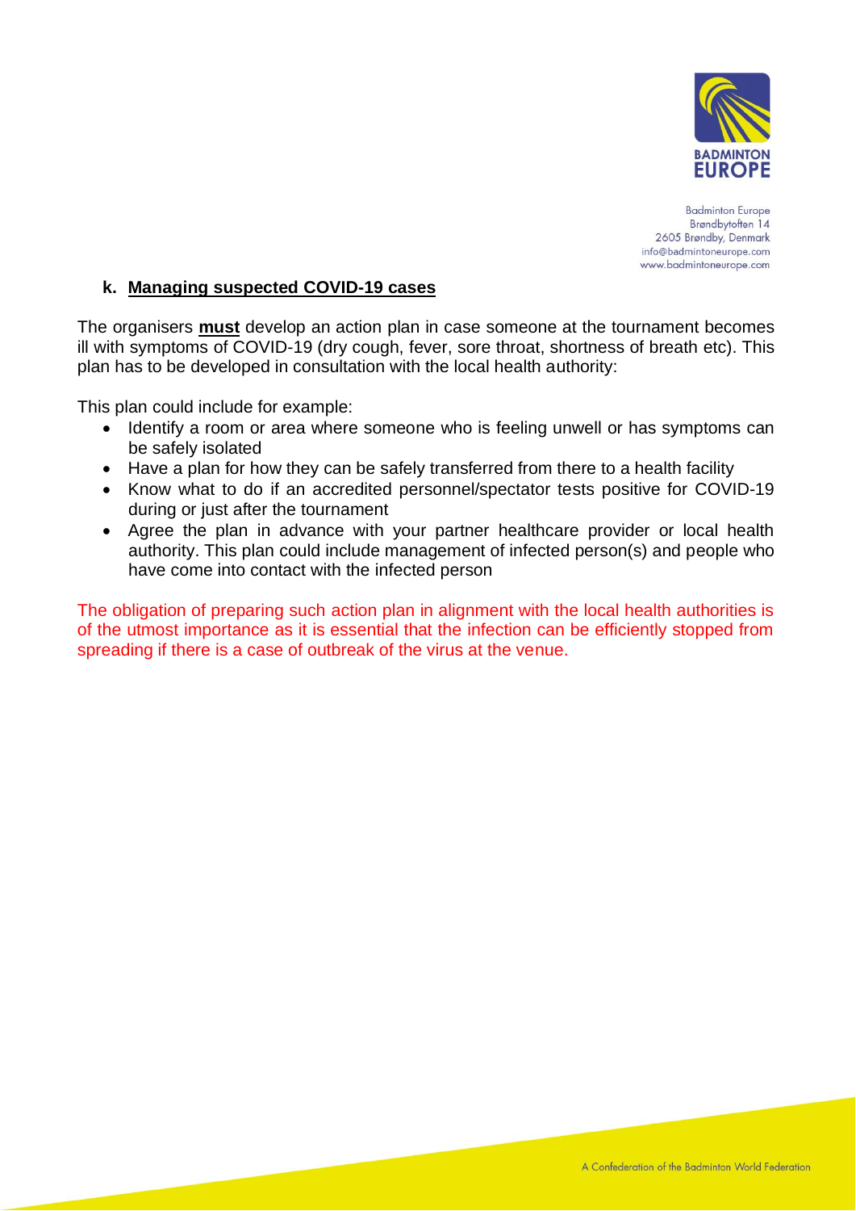## k. Managing suspected COVID-19 cases

The organisers **must** develop an action plan in case someone at the tournament becomes ill with symptoms of COVID-19 (dry cough, fever, sore throat, shortness of breath etc). This plan has to be developed in consultation with the local health authority:

This plan could include for example:

- Identify a room or area where someone who is feeling unwell or has symptoms can be safely isolated
- Have a plan for how they can be safely transferred from there to a health facility
- Know what to do if an accredited personnel/spectator tests positive for COVID-19 during or just after the tournament
- Agree the plan in advance with your partner healthcare provider or local health authority. This plan could include management of infected person(s) and people who have come into contact with the infected person

The obligation of preparing such action plan in alignment with the local health authorities is of the utmost importance as it is essential that the infection can be efficiently stopped from spreading if there is a case of outbreak of the virus at the venue.